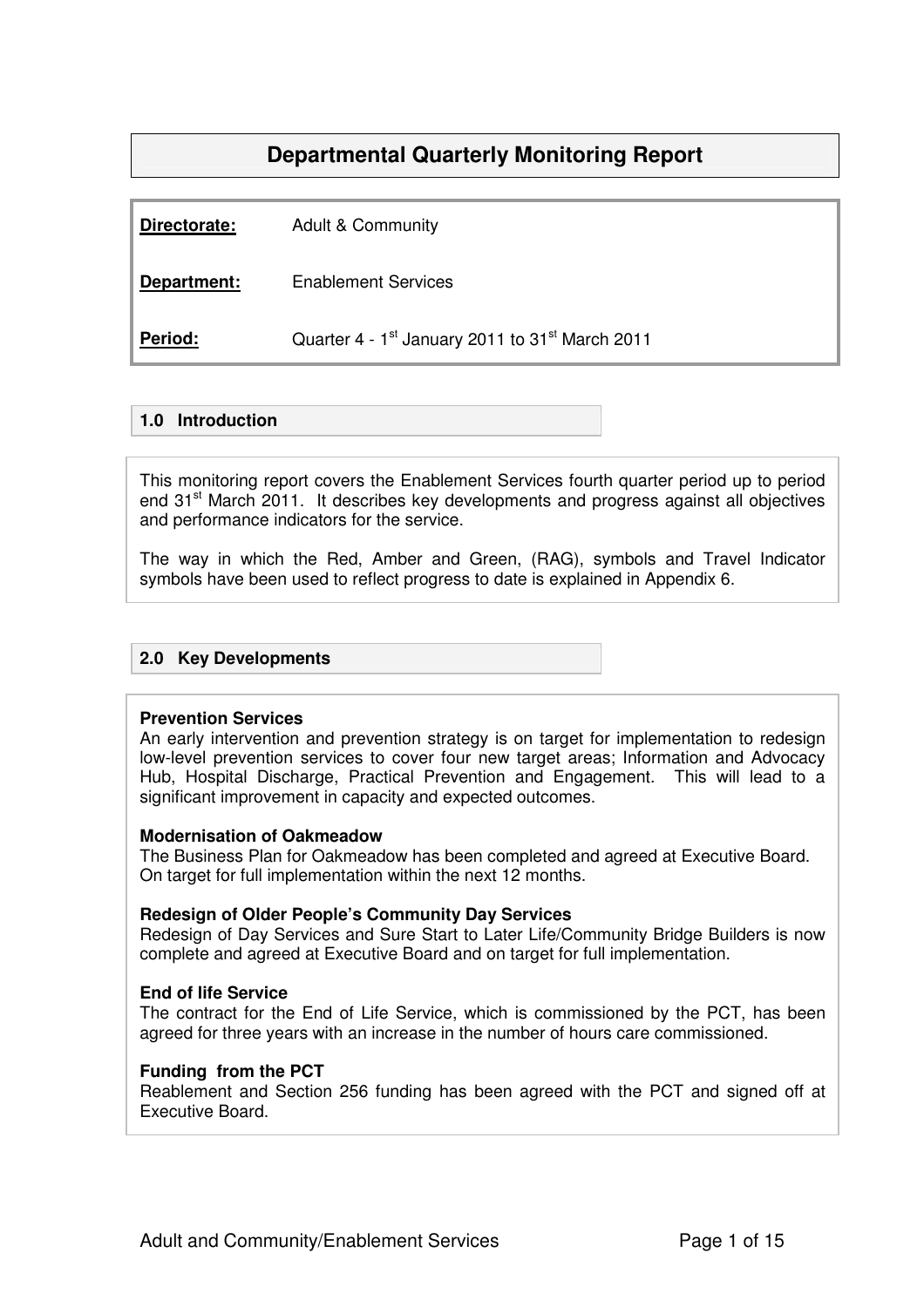# Departmental Quarterly Monitoring Report

**Directorate:** Adult & Community

**Department:** Enablement Services

**Period:** Quarter 4 - 1st January 2011 to 31st March 2011

## 1.0 Introduction

This monitoring report covers the Enablement Services fourth quarter period up to period end 31st March 2011. It describes key developments and progress against all objectives and performance indicators for the service.

The way in which the Red, Amber and Green, (RAG), symbols and Travel Indicator symbols have been used to reflect progress to date is explained in Appendix 6.

## 2.0 Key Developments

**Prevention Services**
An early intervention and prevention strategy is on target for implementation to redesign low-level prevention services to cover four new target areas; Information and Advocacy Hub, Hospital Discharge, Practical Prevention and Engagement. This will lead to a significant improvement in capacity and expected outcomes.

**Modernisation of Oakmeadow**
The Business Plan for Oakmeadow has been completed and agreed at Executive Board. On target for full implementation within the next 12 months.

**Redesign of Older People's Community Day Services**
Redesign of Day Services and Sure Start to Later Life/Community Bridge Builders is now complete and agreed at Executive Board and on target for full implementation.

**End of life Service**
The contract for the End of Life Service, which is commissioned by the PCT, has been agreed for three years with an increase in the number of hours care commissioned.

**Funding from the PCT**
Reablement and Section 256 funding has been agreed with the PCT and signed off at Executive Board.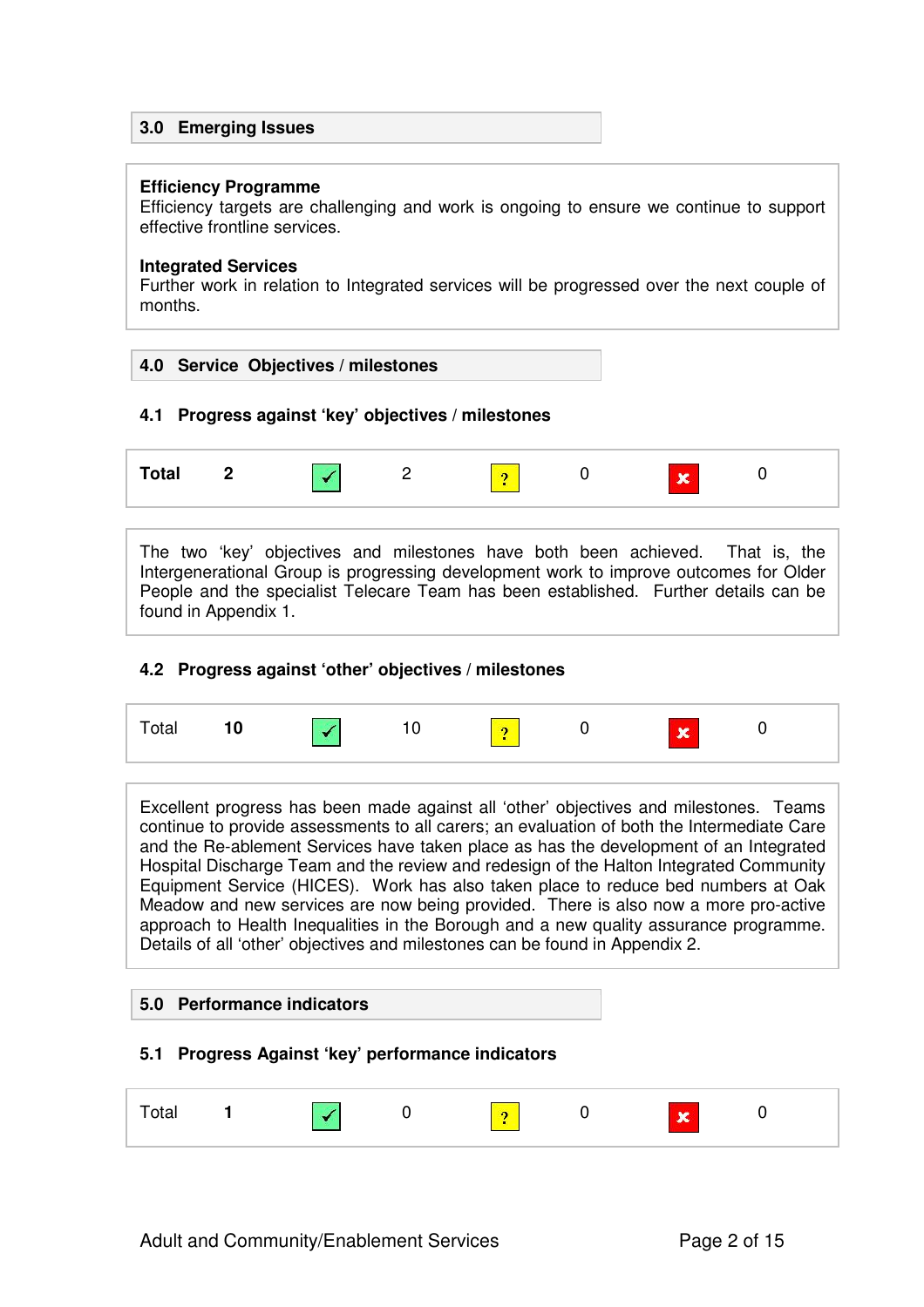## 3.0 Emerging Issues

**Efficiency Programme**
Efficiency targets are challenging and work is ongoing to ensure we continue to support effective frontline services.

**Integrated Services**
Further work in relation to Integrated services will be progressed over the next couple of months.

## 4.0 Service Objectives / milestones

### 4.1 Progress against 'key' objectives / milestones

| Total | 2 | ✓ | 2 | ? | 0 | ✗ | 0 |
|---|---|---|---|---|---|---|---|

The two 'key' objectives and milestones have both been achieved. That is, the Intergenerational Group is progressing development work to improve outcomes for Older People and the specialist Telecare Team has been established. Further details can be found in Appendix 1.

### 4.2 Progress against 'other' objectives / milestones

| Total | 10 | ✓ | 10 | ? | 0 | ✗ | 0 |
|---|---|---|---|---|---|---|---|

Excellent progress has been made against all 'other' objectives and milestones. Teams continue to provide assessments to all carers; an evaluation of both the Intermediate Care and the Re-ablement Services have taken place as has the development of an Integrated Hospital Discharge Team and the review and redesign of the Halton Integrated Community Equipment Service (HICES). Work has also taken place to reduce bed numbers at Oak Meadow and new services are now being provided. There is also now a more pro-active approach to Health Inequalities in the Borough and a new quality assurance programme. Details of all 'other' objectives and milestones can be found in Appendix 2.

## 5.0 Performance indicators

### 5.1 Progress Against 'key' performance indicators

| Total | 1 | ✓ | 0 | ? | 0 | ✗ | 0 |
|---|---|---|---|---|---|---|---|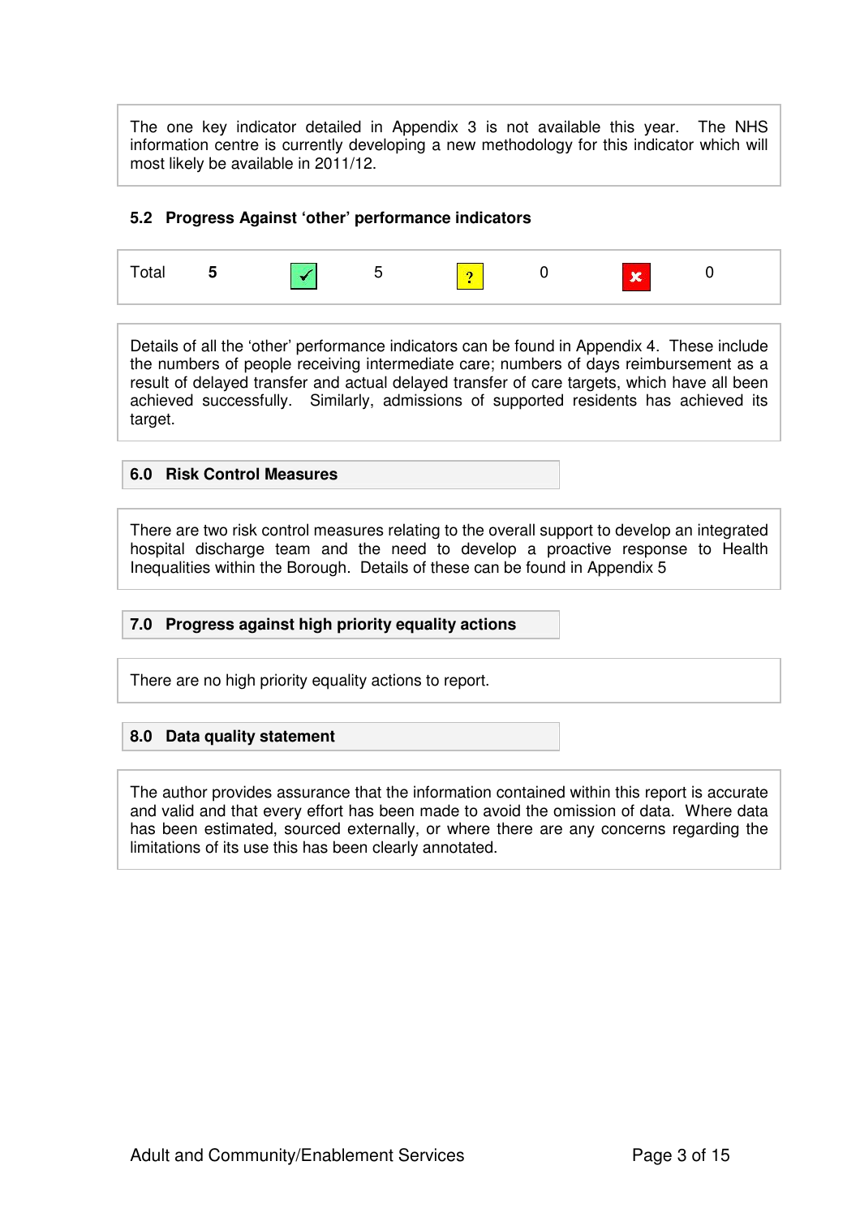The one key indicator detailed in Appendix 3 is not available this year. The NHS information centre is currently developing a new methodology for this indicator which will most likely be available in 2011/12.

### 5.2 Progress Against 'other' performance indicators

| Total | **5** | ✓ | 5 | ? | 0 | ✗ | 0 |
|---|---|---|---|---|---|---|---|

Details of all the 'other' performance indicators can be found in Appendix 4. These include the numbers of people receiving intermediate care; numbers of days reimbursement as a result of delayed transfer and actual delayed transfer of care targets, which have all been achieved successfully. Similarly, admissions of supported residents has achieved its target.

## 6.0 Risk Control Measures

There are two risk control measures relating to the overall support to develop an integrated hospital discharge team and the need to develop a proactive response to Health Inequalities within the Borough. Details of these can be found in Appendix 5

## 7.0 Progress against high priority equality actions

There are no high priority equality actions to report.

## 8.0 Data quality statement

The author provides assurance that the information contained within this report is accurate and valid and that every effort has been made to avoid the omission of data. Where data has been estimated, sourced externally, or where there are any concerns regarding the limitations of its use this has been clearly annotated.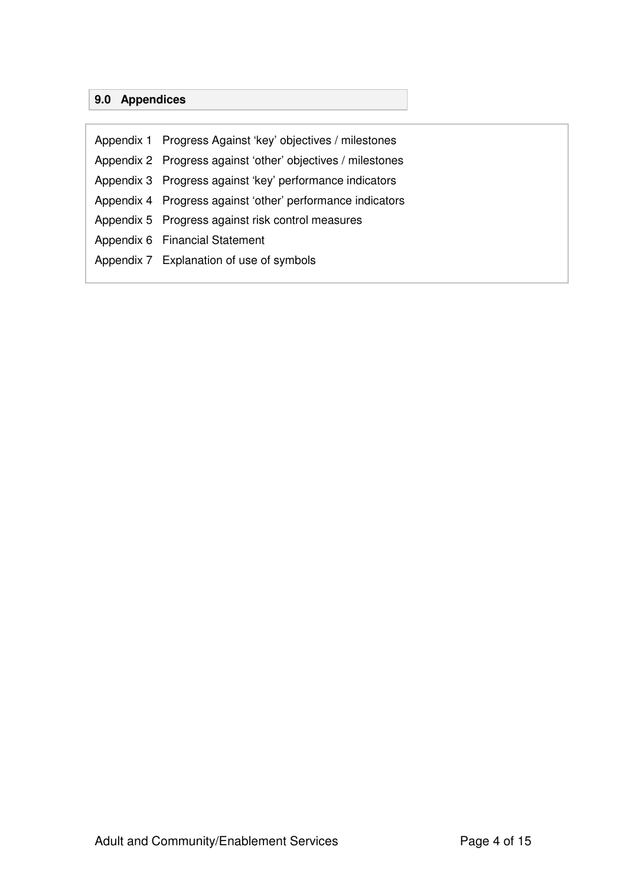## 9.0 Appendices

Appendix 1 Progress Against 'key' objectives / milestones
Appendix 2 Progress against 'other' objectives / milestones
Appendix 3 Progress against 'key' performance indicators
Appendix 4 Progress against 'other' performance indicators
Appendix 5 Progress against risk control measures
Appendix 6 Financial Statement
Appendix 7 Explanation of use of symbols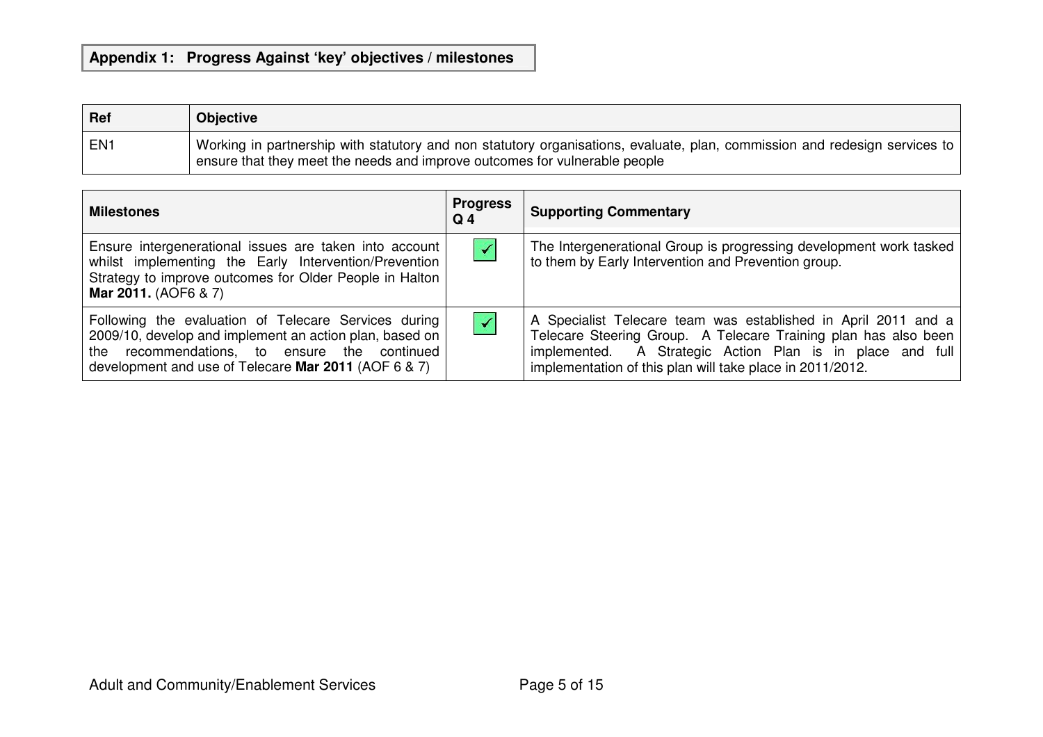## Appendix 1: Progress Against 'key' objectives / milestones

| Ref | Objective |
|---|---|
| EN1 | Working in partnership with statutory and non statutory organisations, evaluate, plan, commission and redesign services to ensure that they meet the needs and improve outcomes for vulnerable people |

| Milestones | Progress Q 4 | Supporting Commentary |
|---|---|---|
| Ensure intergenerational issues are taken into account whilst implementing the Early Intervention/Prevention Strategy to improve outcomes for Older People in Halton **Mar 2011.** (AOF6 & 7) | ✓ | The Intergenerational Group is progressing development work tasked to them by Early Intervention and Prevention group. |
| Following the evaluation of Telecare Services during 2009/10, develop and implement an action plan, based on the recommendations, to ensure the continued development and use of Telecare **Mar 2011** (AOF 6 & 7) | ✓ | A Specialist Telecare team was established in April 2011 and a Telecare Steering Group. A Telecare Training plan has also been implemented. A Strategic Action Plan is in place and full implementation of this plan will take place in 2011/2012. |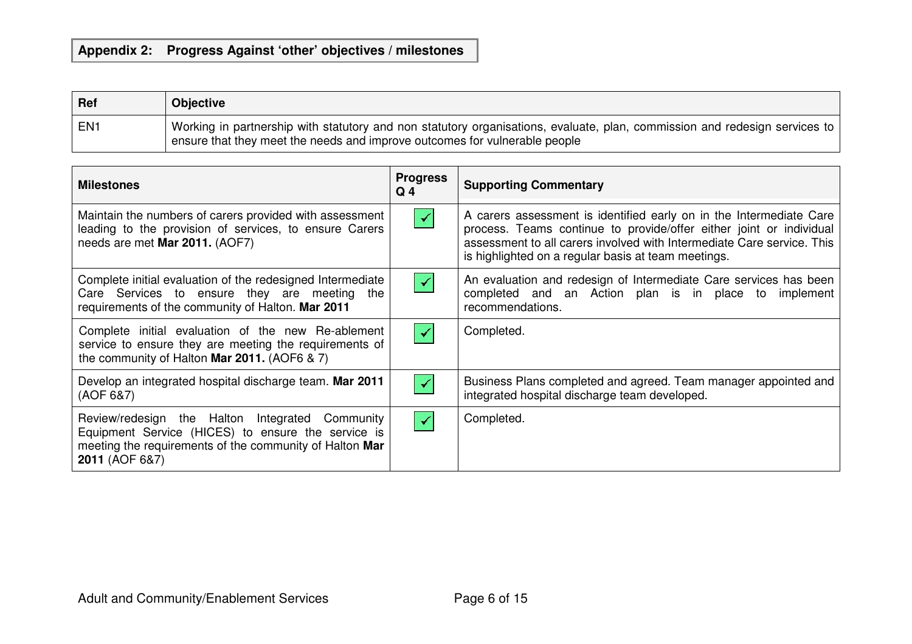## Appendix 2: Progress Against 'other' objectives / milestones

| Ref | Objective |
|---|---|
| EN1 | Working in partnership with statutory and non statutory organisations, evaluate, plan, commission and redesign services to ensure that they meet the needs and improve outcomes for vulnerable people |

| Milestones | Progress Q 4 | Supporting Commentary |
|---|---|---|
| Maintain the numbers of carers provided with assessment leading to the provision of services, to ensure Carers needs are met **Mar 2011.** (AOF7) | ✓ | A carers assessment is identified early on in the Intermediate Care process. Teams continue to provide/offer either joint or individual assessment to all carers involved with Intermediate Care service. This is highlighted on a regular basis at team meetings. |
| Complete initial evaluation of the redesigned Intermediate Care Services to ensure they are meeting the requirements of the community of Halton. **Mar 2011** | ✓ | An evaluation and redesign of Intermediate Care services has been completed and an Action plan is in place to implement recommendations. |
| Complete initial evaluation of the new Re-ablement service to ensure they are meeting the requirements of the community of Halton **Mar 2011.** (AOF6 & 7) | ✓ | Completed. |
| Develop an integrated hospital discharge team. **Mar 2011** (AOF 6&7) | ✓ | Business Plans completed and agreed. Team manager appointed and integrated hospital discharge team developed. |
| Review/redesign the Halton Integrated Community Equipment Service (HICES) to ensure the service is meeting the requirements of the community of Halton **Mar 2011** (AOF 6&7) | ✓ | Completed. |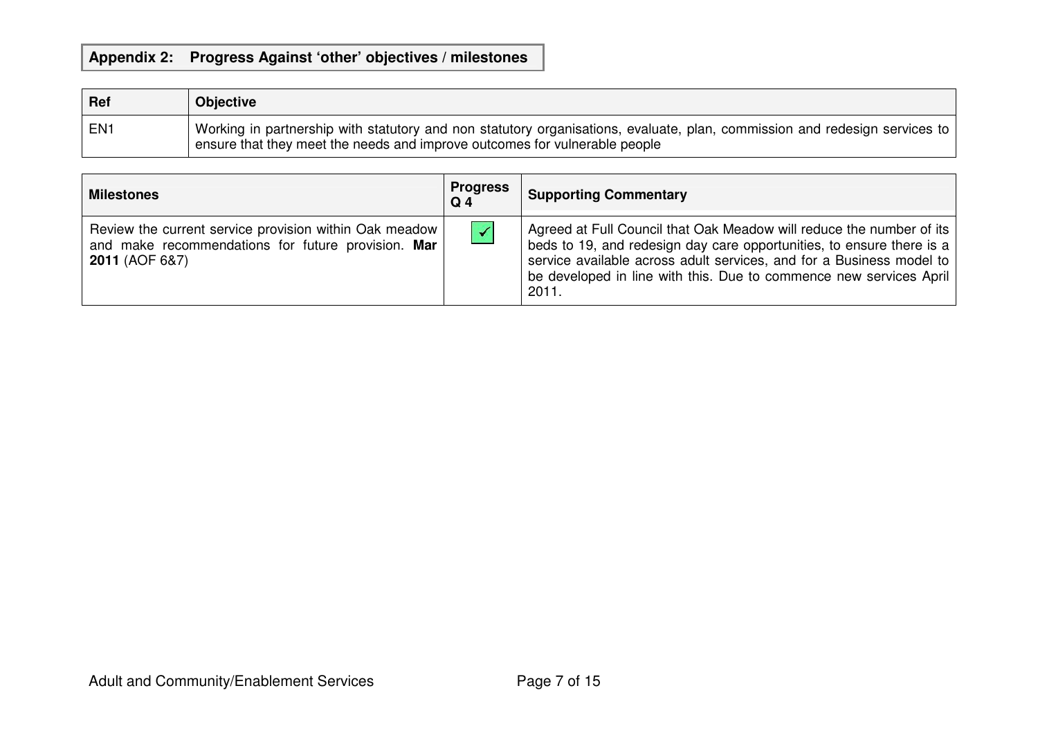## Appendix 2: Progress Against 'other' objectives / milestones

| Ref | Objective |
|---|---|
| EN1 | Working in partnership with statutory and non statutory organisations, evaluate, plan, commission and redesign services to ensure that they meet the needs and improve outcomes for vulnerable people |

| Milestones | Progress Q 4 | Supporting Commentary |
|---|---|---|
| Review the current service provision within Oak meadow and make recommendations for future provision. **Mar 2011** (AOF 6&7) | ✓ | Agreed at Full Council that Oak Meadow will reduce the number of its beds to 19, and redesign day care opportunities, to ensure there is a service available across adult services, and for a Business model to be developed in line with this. Due to commence new services April 2011. |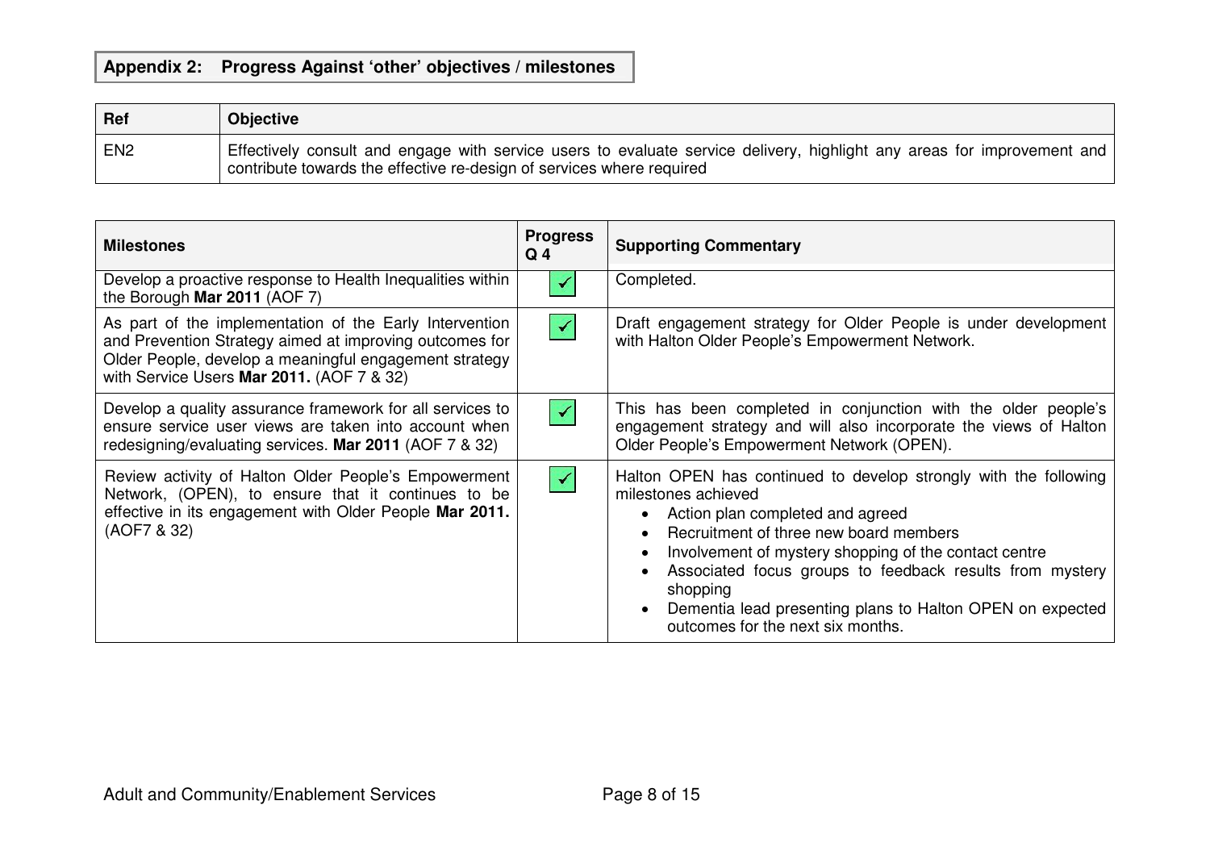## Appendix 2: Progress Against 'other' objectives / milestones

| Ref | Objective |
|---|---|
| EN2 | Effectively consult and engage with service users to evaluate service delivery, highlight any areas for improvement and contribute towards the effective re-design of services where required |

| Milestones | Progress Q 4 | Supporting Commentary |
|---|---|---|
| Develop a proactive response to Health Inequalities within the Borough **Mar 2011** (AOF 7) | ✓ | Completed. |
| As part of the implementation of the Early Intervention and Prevention Strategy aimed at improving outcomes for Older People, develop a meaningful engagement strategy with Service Users **Mar 2011.** (AOF 7 & 32) | ✓ | Draft engagement strategy for Older People is under development with Halton Older People's Empowerment Network. |
| Develop a quality assurance framework for all services to ensure service user views are taken into account when redesigning/evaluating services. **Mar 2011** (AOF 7 & 32) | ✓ | This has been completed in conjunction with the older people's engagement strategy and will also incorporate the views of Halton Older People's Empowerment Network (OPEN). |
| Review activity of Halton Older People's Empowerment Network, (OPEN), to ensure that it continues to be effective in its engagement with Older People **Mar 2011.** (AOF7 & 32) | ✓ | Halton OPEN has continued to develop strongly with the following milestones achieved<br>• Action plan completed and agreed<br>• Recruitment of three new board members<br>• Involvement of mystery shopping of the contact centre<br>• Associated focus groups to feedback results from mystery shopping<br>• Dementia lead presenting plans to Halton OPEN on expected outcomes for the next six months. |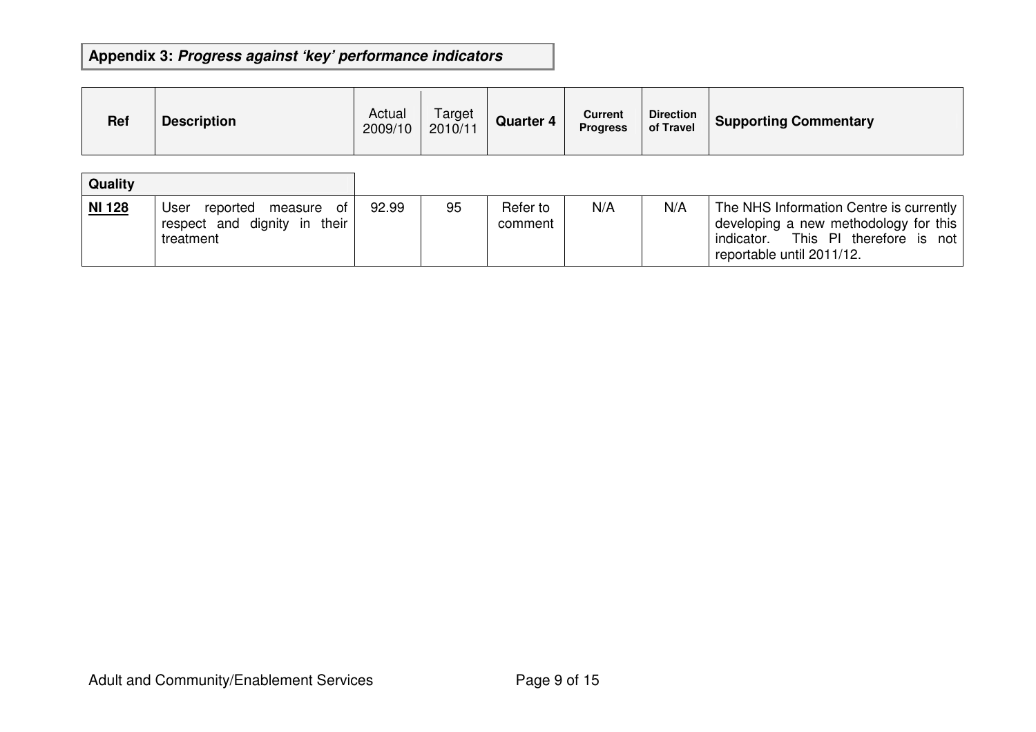**Appendix 3: *Progress against 'key' performance indicators***

| Ref | Description | Actual 2009/10 | Target 2010/11 | Quarter 4 | Current Progress | Direction of Travel | Supporting Commentary |
|---|---|---|---|---|---|---|---|
| **Quality** | | | | | | | |
| **NI 128** | User reported measure of respect and dignity in their treatment | 92.99 | 95 | Refer to comment | N/A | N/A | The NHS Information Centre is currently developing a new methodology for this indicator. This PI therefore is not reportable until 2011/12. |

Adult and Community/Enablement Services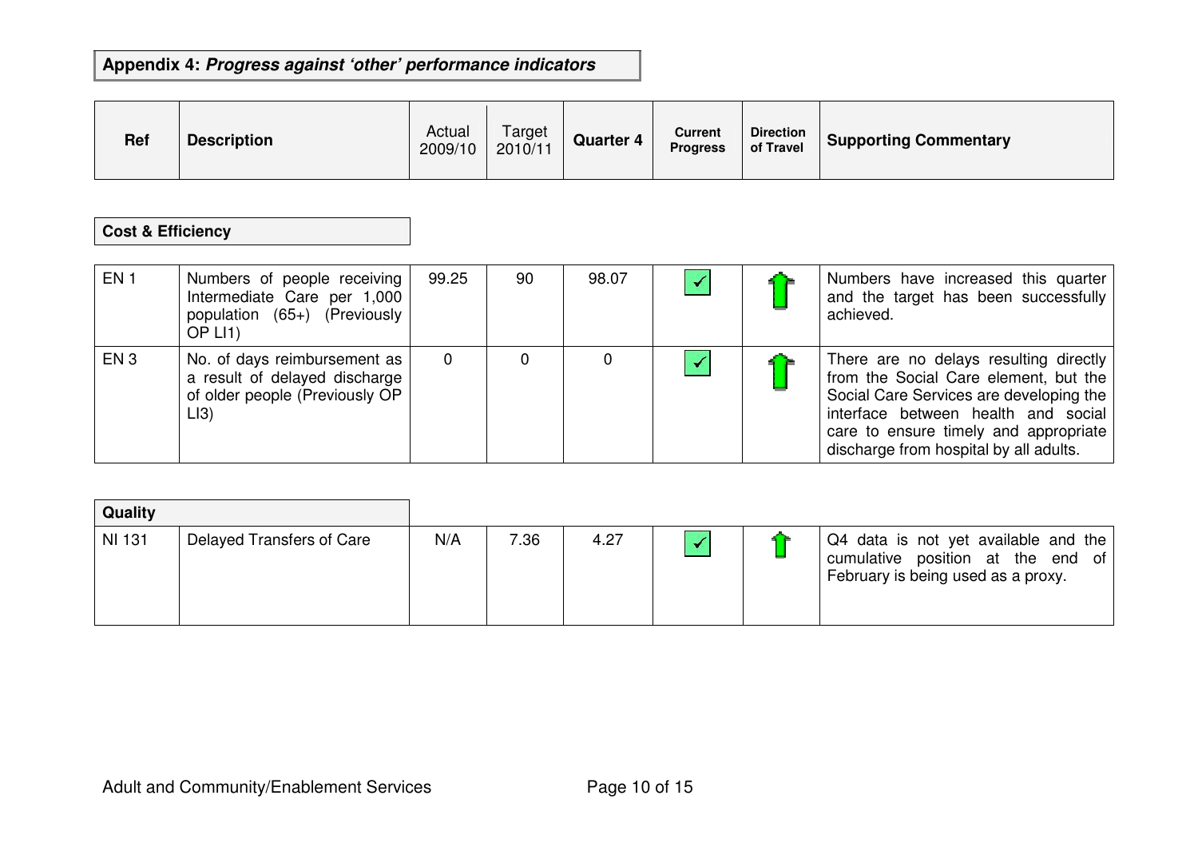**Appendix 4: *Progress against 'other' performance indicators***

| Ref | Description | Actual 2009/10 | Target 2010/11 | Quarter 4 | Current Progress | Direction of Travel | Supporting Commentary |
|---|---|---|---|---|---|---|---|
| **Cost & Efficiency** | | | | | | | |
| EN 1 | Numbers of people receiving Intermediate Care per 1,000 population (65+) (Previously OP LI1) | 99.25 | 90 | 98.07 | ✓ | ⇧ | Numbers have increased this quarter and the target has been successfully achieved. |
| EN 3 | No. of days reimbursement as a result of delayed discharge of older people (Previously OP LI3) | 0 | 0 | 0 | ✓ | ⇧ | There are no delays resulting directly from the Social Care element, but the Social Care Services are developing the interface between health and social care to ensure timely and appropriate discharge from hospital by all adults. |
| **Quality** | | | | | | | |
| NI 131 | Delayed Transfers of Care | N/A | 7.36 | 4.27 | ✓ | ⇧ | Q4 data is not yet available and the cumulative position at the end of February is being used as a proxy. |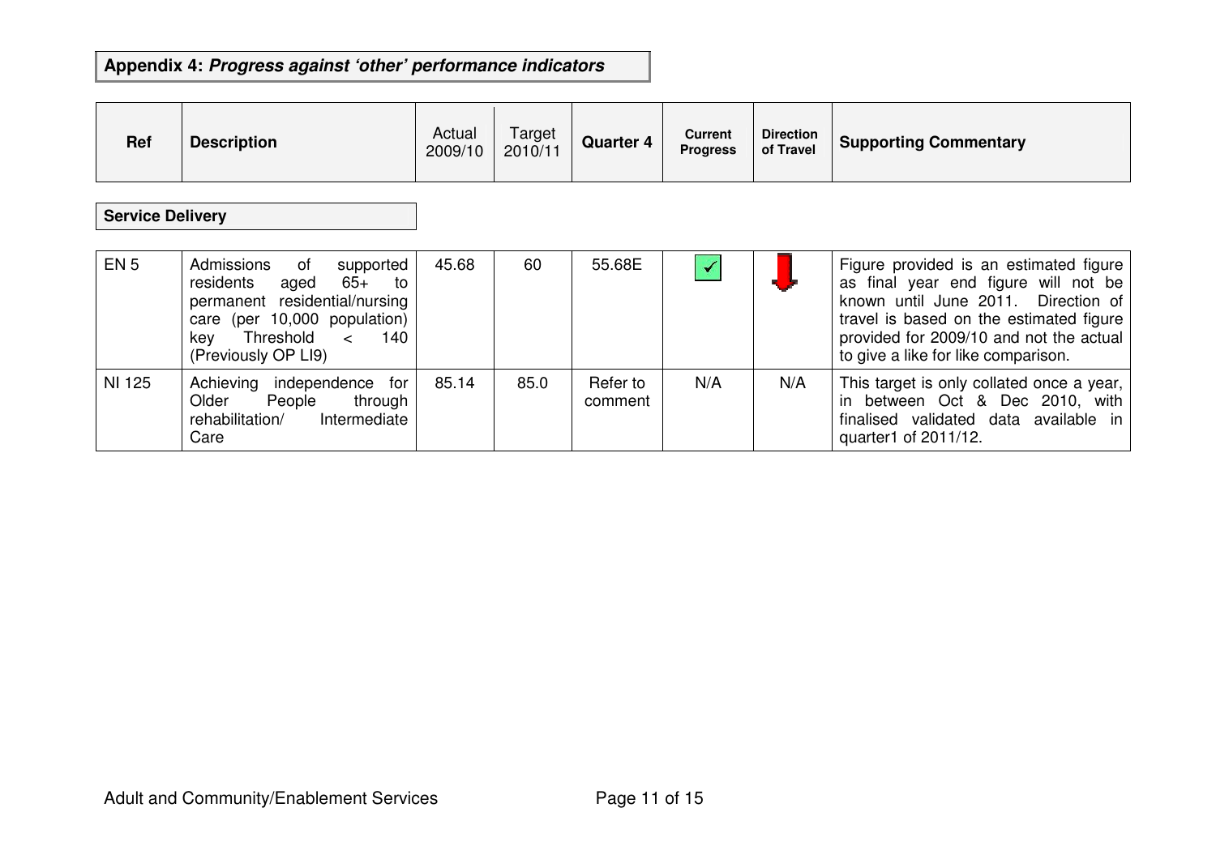## Appendix 4: *Progress against 'other' performance indicators*

| Ref | Description | Actual 2009/10 | Target 2010/11 | Quarter 4 | Current Progress | Direction of Travel | Supporting Commentary |
|---|---|---|---|---|---|---|---|
| **Service Delivery** | | | | | | | |
| EN 5 | Admissions of supported residents aged 65+ to permanent residential/nursing care (per 10,000 population) key Threshold < 140 (Previously OP LI9) | 45.68 | 60 | 55.68E | ✓ | ⬇ | Figure provided is an estimated figure as final year end figure will not be known until June 2011. Direction of travel is based on the estimated figure provided for 2009/10 and not the actual to give a like for like comparison. |
| NI 125 | Achieving independence for Older People through rehabilitation/ Intermediate Care | 85.14 | 85.0 | Refer to comment | N/A | N/A | This target is only collated once a year, in between Oct & Dec 2010, with finalised validated data available in quarter1 of 2011/12. |

Adult and Community/Enablement Services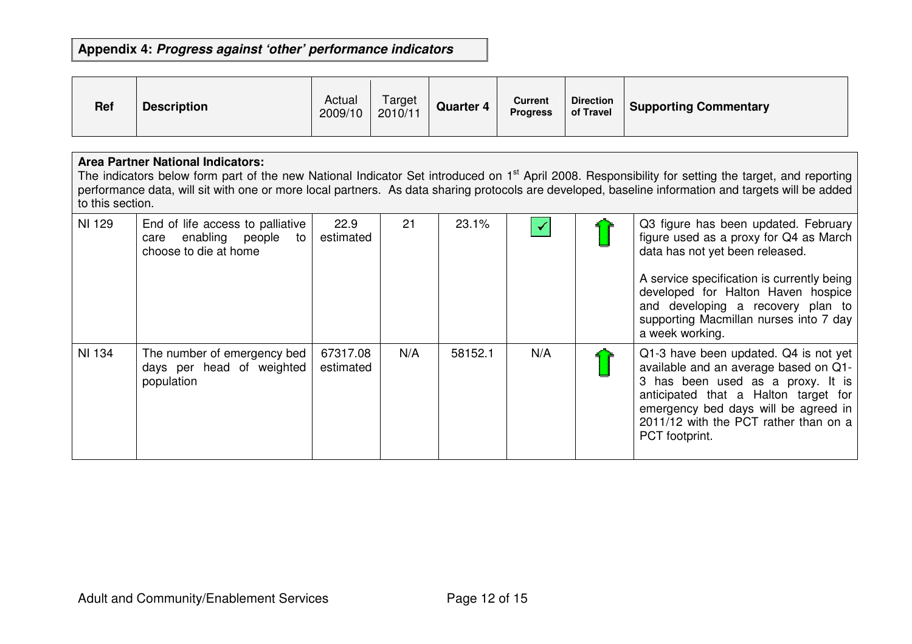**Appendix 4: *Progress against 'other' performance indicators***

| Ref | Description | Actual 2009/10 | Target 2010/11 | Quarter 4 | Current Progress | Direction of Travel | Supporting Commentary |
|---|---|---|---|---|---|---|---|
| **Area Partner National Indicators:** The indicators below form part of the new National Indicator Set introduced on 1st April 2008. Responsibility for setting the target, and reporting performance data, will sit with one or more local partners. As data sharing protocols are developed, baseline information and targets will be added to this section. | | | | | | | |
| NI 129 | End of life access to palliative care enabling people to choose to die at home | 22.9 estimated | 21 | 23.1% | ✓ | ↑ | Q3 figure has been updated. February figure used as a proxy for Q4 as March data has not yet been released. A service specification is currently being developed for Halton Haven hospice and developing a recovery plan to supporting Macmillan nurses into 7 day a week working. |
| NI 134 | The number of emergency bed days per head of weighted population | 67317.08 estimated | N/A | 58152.1 | N/A | ↑ | Q1-3 have been updated. Q4 is not yet available and an average based on Q1-3 has been used as a proxy. It is anticipated that a Halton target for emergency bed days will be agreed in 2011/12 with the PCT rather than on a PCT footprint. |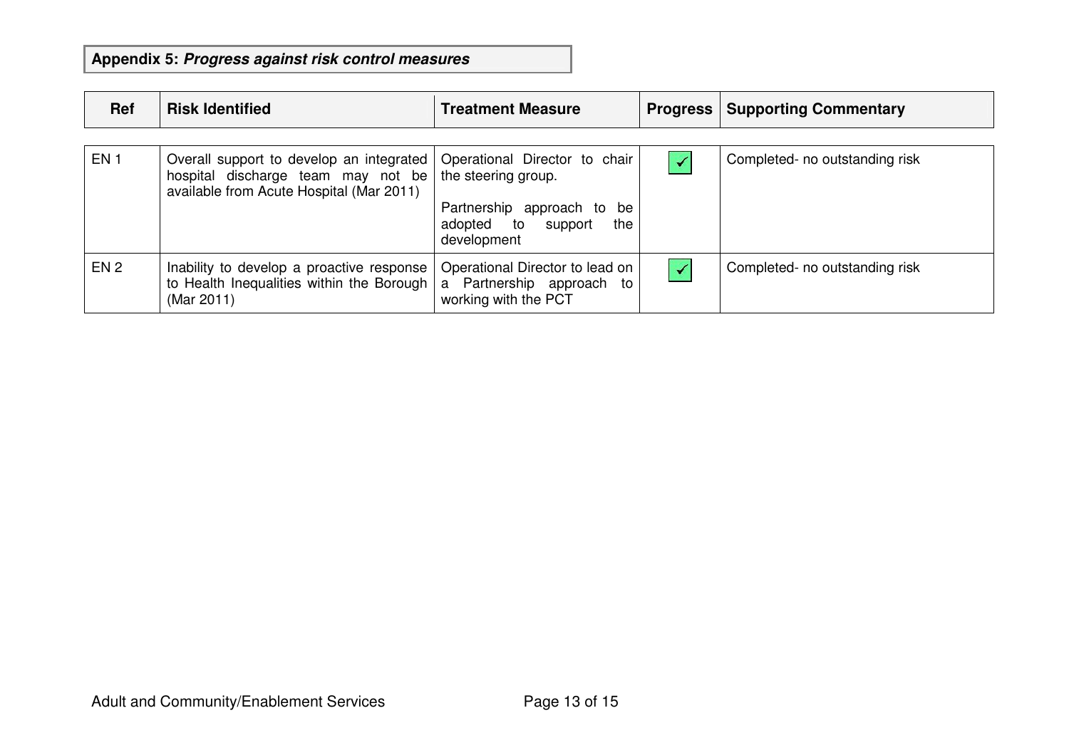**Appendix 5: *Progress against risk control measures***

| Ref | Risk Identified | Treatment Measure | Progress | Supporting Commentary |
|---|---|---|---|---|
| EN 1 | Overall support to develop an integrated hospital discharge team may not be available from Acute Hospital (Mar 2011) | Operational Director to chair the steering group.<br><br>Partnership approach to be adopted to support the development | ✓ | Completed- no outstanding risk |
| EN 2 | Inability to develop a proactive response to Health Inequalities within the Borough (Mar 2011) | Operational Director to lead on a Partnership approach to working with the PCT | ✓ | Completed- no outstanding risk |

Adult and Community/Enablement Services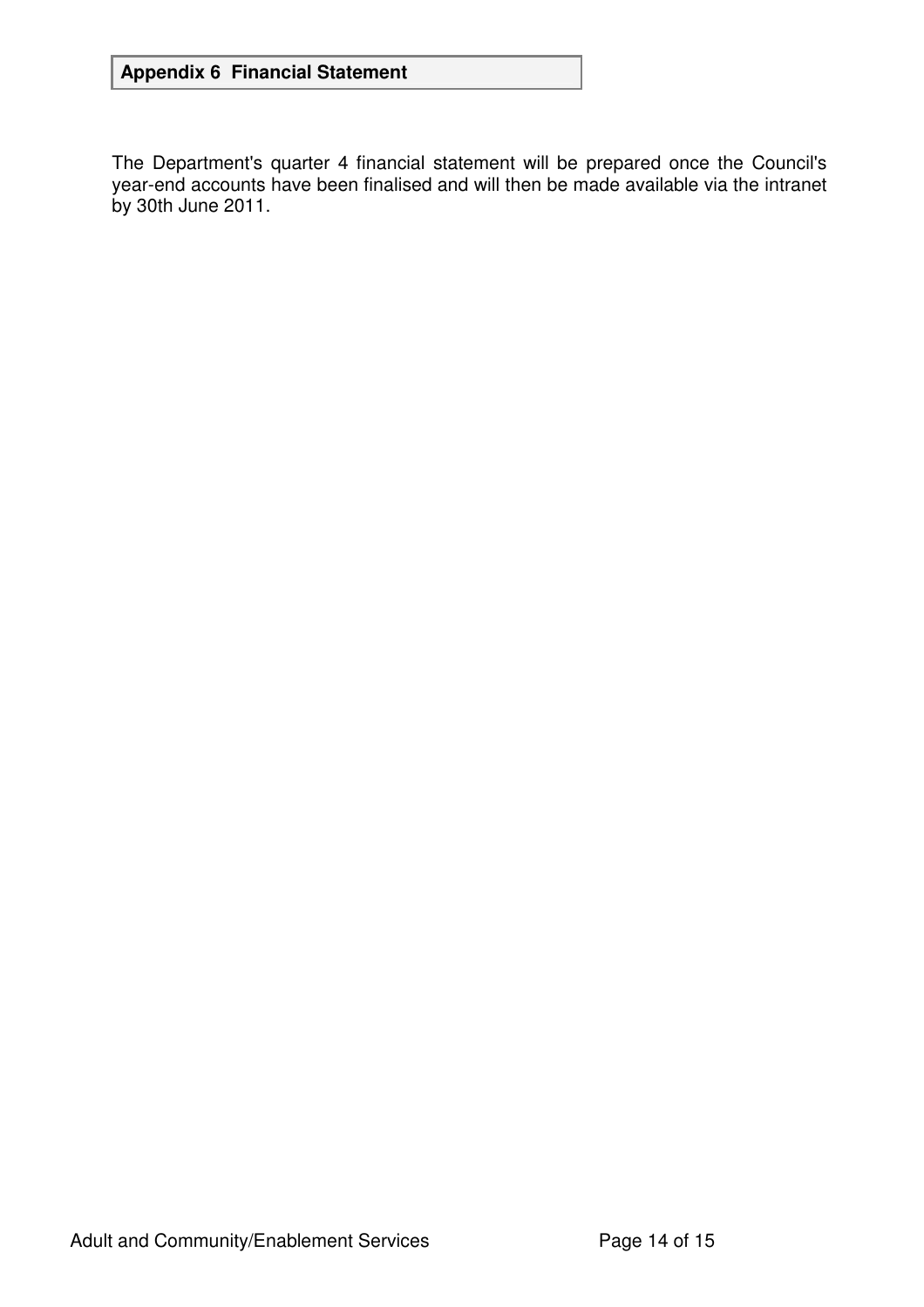## Appendix 6 Financial Statement

The Department's quarter 4 financial statement will be prepared once the Council's year-end accounts have been finalised and will then be made available via the intranet by 30th June 2011.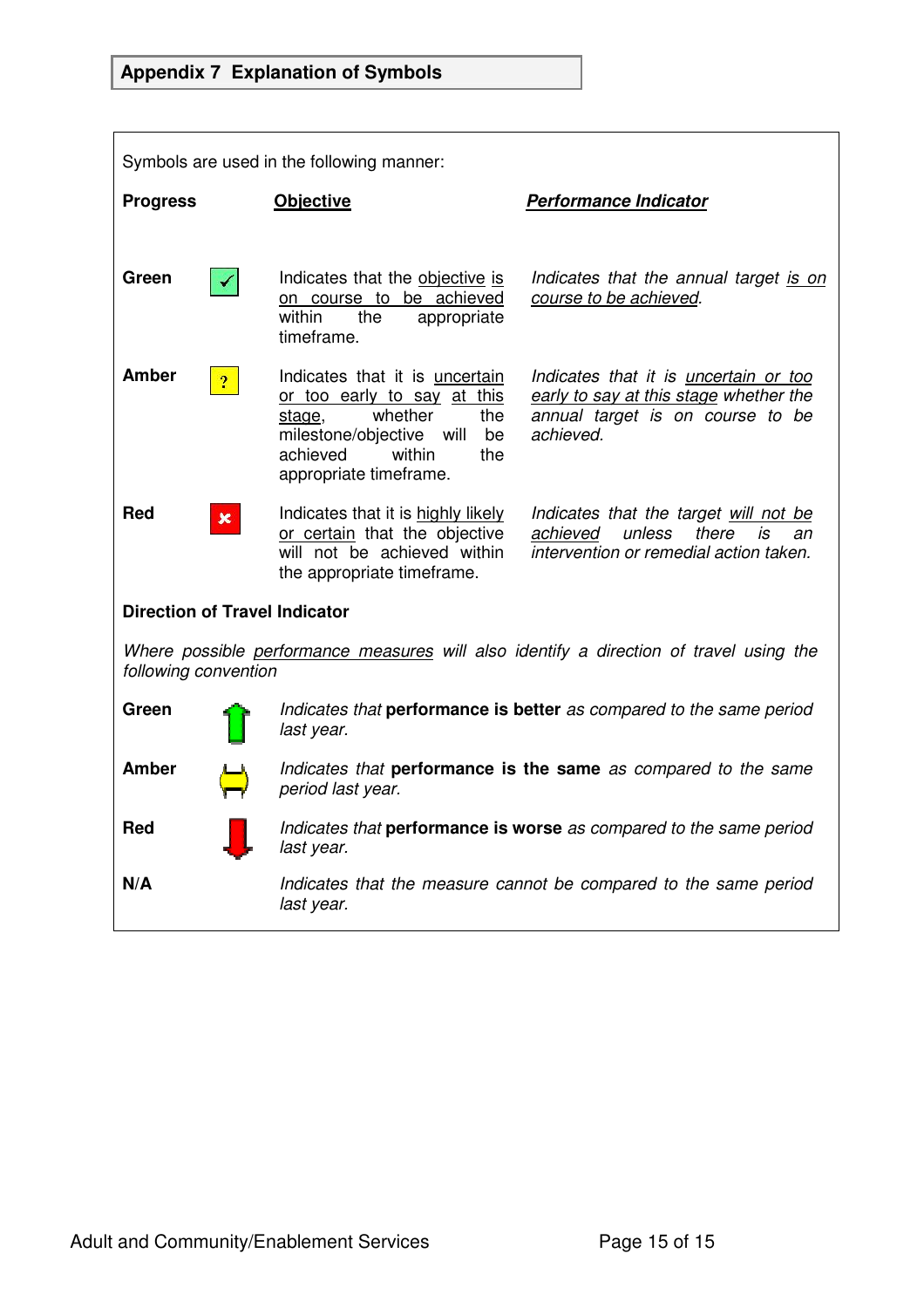## Appendix 7 Explanation of Symbols

Symbols are used in the following manner:

| Progress | | Objective | *Performance Indicator* |
|---|---|---|---|
| **Green** | ✓ | Indicates that the objective is on course to be achieved within the appropriate timeframe. | *Indicates that the annual target is on course to be achieved.* |
| **Amber** | ? | Indicates that it is uncertain or too early to say at this stage, whether the milestone/objective will be achieved within the appropriate timeframe. | *Indicates that it is uncertain or too early to say at this stage whether the annual target is on course to be achieved.* |
| **Red** | ✗ | Indicates that it is highly likely or certain that the objective will not be achieved within the appropriate timeframe. | *Indicates that the target will not be achieved unless there is an intervention or remedial action taken.* |

**Direction of Travel Indicator**

*Where possible performance measures will also identify a direction of travel using the following convention*

| | | |
|---|---|---|
| **Green** | ↑ | *Indicates that* **performance is better** *as compared to the same period last year.* |
| **Amber** | ↔ | *Indicates that* **performance is the same** *as compared to the same period last year.* |
| **Red** | ↓ | *Indicates that* **performance is worse** *as compared to the same period last year.* |
| **N/A** | | *Indicates that the measure cannot be compared to the same period last year.* |